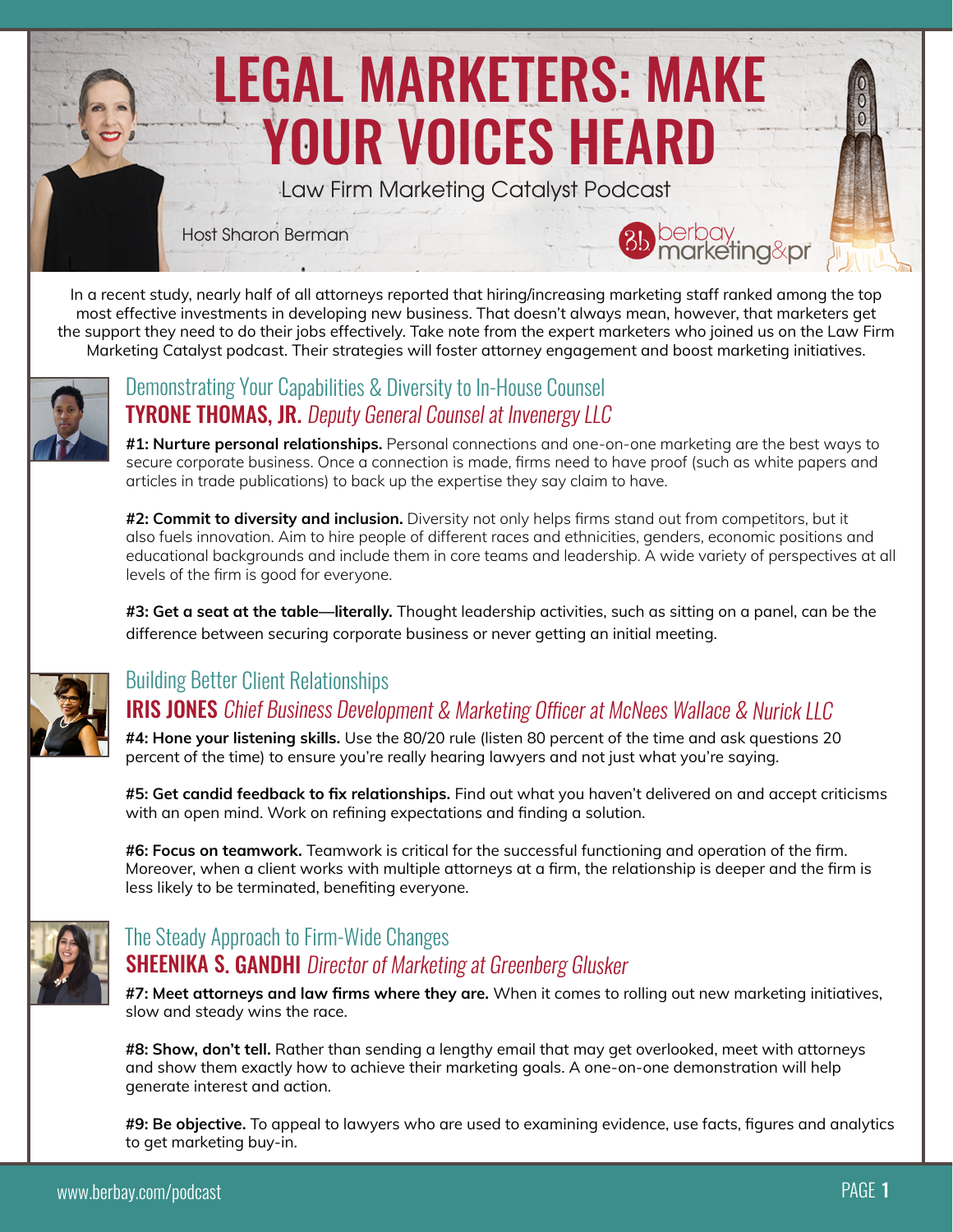# LEGAL MARKETERS: MAKE YOUR VOICES HEARD

Law Firm Marketing Catalyst Podcast

Host Sharon Berman

berbay marketing&pr

In a recent study, nearly half of all attorneys reported that hiring/increasing marketing staff ranked among the top most effective investments in developing new business. That doesn't always mean, however, that marketers get the support they need to do their jobs effectively. Take note from the expert marketers who joined us on the Law Firm Marketing Catalyst podcast. Their strategies will foster attorney engagement and boost marketing initiatives.

## Demonstrating Your Capabilities & Diversity to In-House Counsel

### TYRONE THOMAS, JR. *Deputy General Counsel at Invenergy LLC*

**#1: Nurture personal relationships.** Personal connections and one-on-one marketing are the best ways to secure corporate business. Once a connection is made, firms need to have proof (such as white papers and articles in trade publications) to back up the expertise they say claim to have.

**#2: Commit to diversity and inclusion.** Diversity not only helps firms stand out from competitors, but it also fuels innovation. Aim to hire people of different races and ethnicities, genders, economic positions and educational backgrounds and include them in core teams and leadership. A wide variety of perspectives at all levels of the firm is good for everyone.

**#3: Get a seat at the table—literally.** Thought leadership activities, such as sitting on a panel, can be the difference between securing corporate business or never getting an initial meeting.

## Building Better Client Relationships

### IRIS JONES *Chief Business Development & Marketing Officer at McNees Wallace & Nurick LLC*

**#4: Hone your listening skills.** Use the 80/20 rule (listen 80 percent of the time and ask questions 20 percent of the time) to ensure you're really hearing lawyers and not just what you're saying.

**#5: Get candid feedback to fix relationships.** Find out what you haven't delivered on and accept criticisms with an open mind. Work on refining expectations and finding a solution.

**#6: Focus on teamwork.** Teamwork is critical for the successful functioning and operation of the firm. Moreover, when a client works with multiple attorneys at a firm, the relationship is deeper and the firm is less likely to be terminated, benefiting everyone.

## The Steady Approach to Firm-Wide Changes

### SHEENIKA S. GANDHI *Director of Marketing at Greenberg Glusker*

**#7: Meet attorneys and law firms where they are.** When it comes to rolling out new marketing initiatives, slow and steady wins the race.

**#8: Show, don't tell.** Rather than sending a lengthy email that may get overlooked, meet with attorneys and show them exactly how to achieve their marketing goals. A one-on-one demonstration will help generate interest and action.

**#9: Be objective.** To appeal to lawyers who are used to examining evidence, use facts, figures and analytics to get marketing buy-in.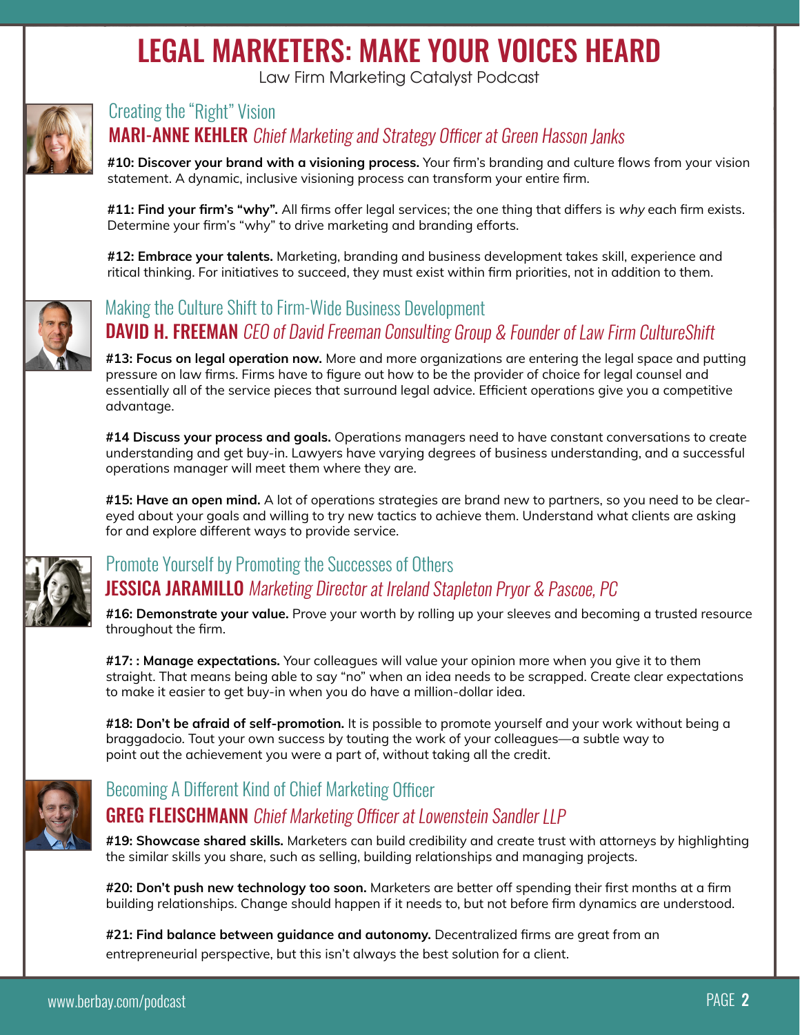# LEGAL MARKETERS: MAKE YOUR VOICES HEARD

Law Firm Marketing Catalyst Podcast

## Creating the "Right" Vision

### MARI-ANNE KEHLER *Chief Marketing and Strategy Officer at Green Hasson Janks*

**#10: Discover your brand with a visioning process.** Your firm's branding and culture flows from your vision statement. A dynamic, inclusive visioning process can transform your entire firm.

**#11: Find your firm's "why".** All firms offer legal services; the one thing that differs is *why* each firm exists. Determine your firm's "why" to drive marketing and branding efforts.

**#12: Embrace your talents.** Marketing, branding and business development takes skill, experience and ritical thinking. For initiatives to succeed, they must exist within firm priorities, not in addition to them.

## Making the Culture Shift to Firm-Wide Business Development

### DAVID H. FREEMAN *CEO of David Freeman Consulting Group & Founder of Law Firm CultureShift*

**#13: Focus on legal operation now.** More and more organizations are entering the legal space and putting pressure on law firms. Firms have to figure out how to be the provider of choice for legal counsel and essentially all of the service pieces that surround legal advice. Efficient operations give you a competitive advantage.

**#14 Discuss your process and goals.** Operations managers need to have constant conversations to create understanding and get buy-in. Lawyers have varying degrees of business understanding, and a successful operations manager will meet them where they are.

**#15: Have an open mind.** A lot of operations strategies are brand new to partners, so you need to be clear-eyed about your goals and willing to try new tactics to achieve them. Understand what clients are asking for and explore different ways to provide service.

## Promote Yourself by Promoting the Successes of Others

### JESSICA JARAMILLO *Marketing Director at Ireland Stapleton Pryor & Pascoe, PC*

**#16: Demonstrate your value.** Prove your worth by rolling up your sleeves and becoming a trusted resource throughout the firm.

**#17: : Manage expectations.** Your colleagues will value your opinion more when you give it to them straight. That means being able to say "no" when an idea needs to be scrapped. Create clear expectations to make it easier to get buy-in when you do have a million-dollar idea.

**#18: Don't be afraid of self-promotion.** It is possible to promote yourself and your work without being a braggadocio. Tout your own success by touting the work of your colleagues—a subtle way to point out the achievement you were a part of, without taking all the credit.

## Becoming A Different Kind of Chief Marketing Officer

### GREG FLEISCHMANN *Chief Marketing Officer at Lowenstein Sandler LLP*

**#19: Showcase shared skills.** Marketers can build credibility and create trust with attorneys by highlighting the similar skills you share, such as selling, building relationships and managing projects.

**#20: Don't push new technology too soon.** Marketers are better off spending their first months at a firm building relationships. Change should happen if it needs to, but not before firm dynamics are understood.

**#21: Find balance between guidance and autonomy.** Decentralized firms are great from an entrepreneurial perspective, but this isn't always the best solution for a client.

www.berbay.com/podcast